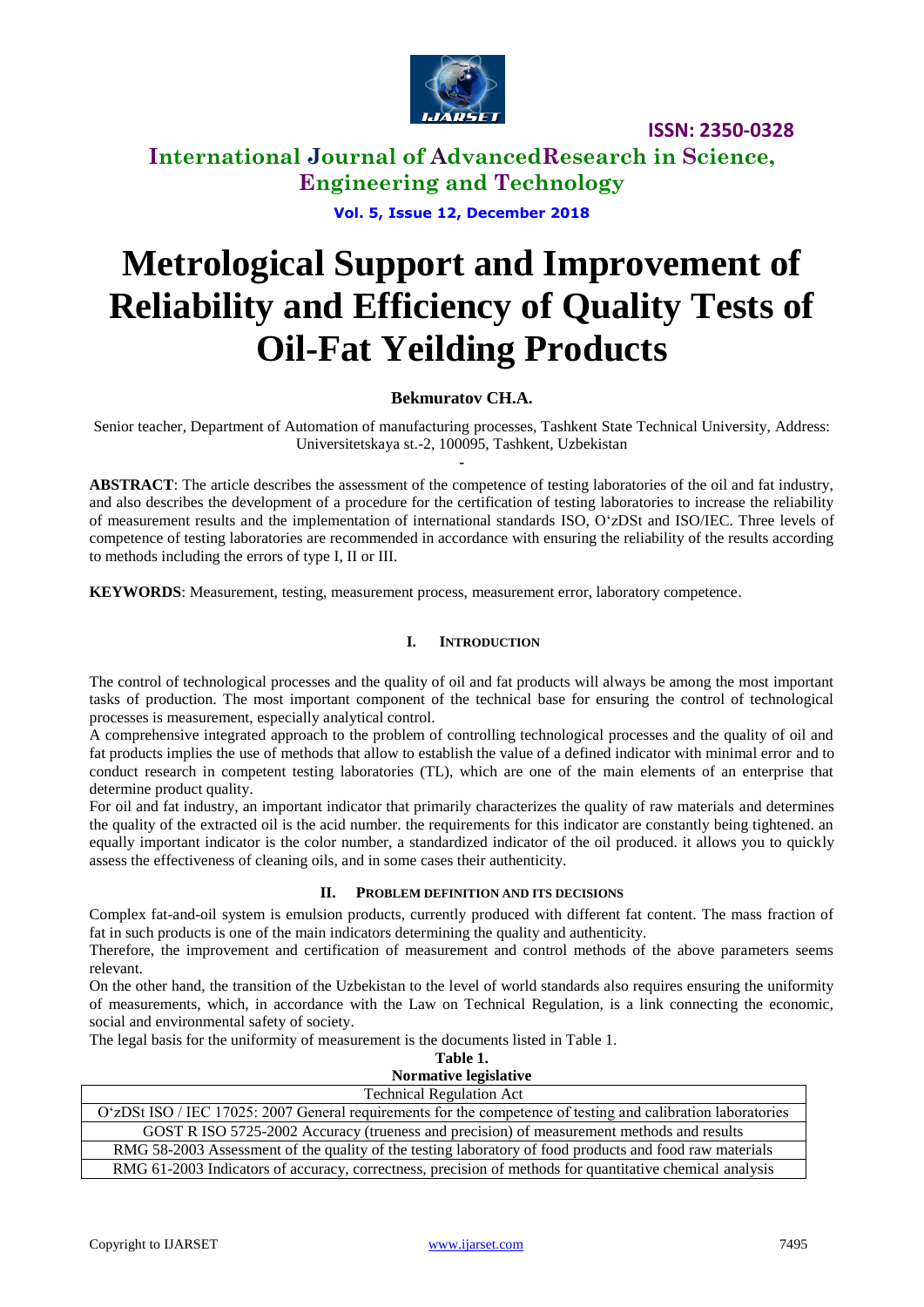# Metrological Support and Improvement of Reliability and Efficiency of Quality Tests of Oil-Fat Yeilding Products

**Bekmuratov CH.A.**

Senior teacher, Department of Automation of manufacturing processes, Tashkent State Technical University, Address: Universitetskaya st.-2, 100095, Tashkent, Uzbekistan

**ABSTRACT**: The article describes the assessment of the competence of testing laboratories of the oil and fat industry, and also describes the development of a procedure for the certification of testing laboratories to increase the reliability of measurement results and the implementation of international standards ISO, O'zDSt and ISO/IEC. Three levels of competence of testing laboratories are recommended in accordance with ensuring the reliability of the results according to methods including the errors of type I, II or III.

**KEYWORDS**: Measurement, testing, measurement process, measurement error, laboratory competence.

## I. INTRODUCTION

The control of technological processes and the quality of oil and fat products will always be among the most important tasks of production. The most important component of the technical base for ensuring the control of technological processes is measurement, especially analytical control.

A comprehensive integrated approach to the problem of controlling technological processes and the quality of oil and fat products implies the use of methods that allow to establish the value of a defined indicator with minimal error and to conduct research in competent testing laboratories (TL), which are one of the main elements of an enterprise that determine product quality.

For oil and fat industry, an important indicator that primarily characterizes the quality of raw materials and determines the quality of the extracted oil is the acid number. the requirements for this indicator are constantly being tightened. an equally important indicator is the color number, a standardized indicator of the oil produced. it allows you to quickly assess the effectiveness of cleaning oils, and in some cases their authenticity.

## II. PROBLEM DEFINITION AND ITS DECISIONS

Complex fat-and-oil system is emulsion products, currently produced with different fat content. The mass fraction of fat in such products is one of the main indicators determining the quality and authenticity.

Therefore, the improvement and certification of measurement and control methods of the above parameters seems relevant.

On the other hand, the transition of the Uzbekistan to the level of world standards also requires ensuring the uniformity of measurements, which, in accordance with the Law on Technical Regulation, is a link connecting the economic, social and environmental safety of society.

The legal basis for the uniformity of measurement is the documents listed in Table 1.

**Table 1.**
**Normative legislative**

| |
|---|
| Technical Regulation Act |
| O'zDSt ISO / IEC 17025: 2007 General requirements for the competence of testing and calibration laboratories |
| GOST R ISO 5725-2002 Accuracy (trueness and precision) of measurement methods and results |
| RMG 58-2003 Assessment of the quality of the testing laboratory of food products and food raw materials |
| RMG 61-2003 Indicators of accuracy, correctness, precision of methods for quantitative chemical analysis |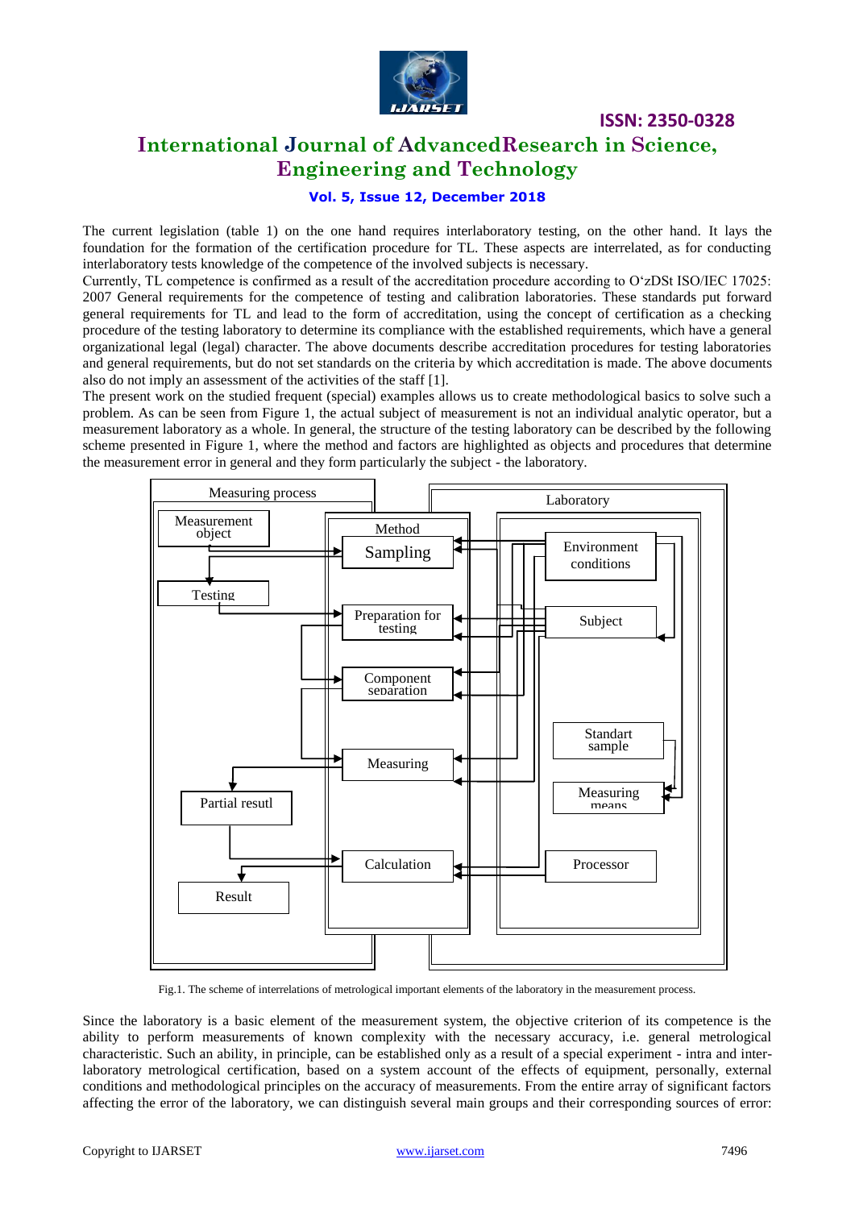The current legislation (table 1) on the one hand requires interlaboratory testing, on the other hand. It lays the foundation for the formation of the certification procedure for TL. These aspects are interrelated, as for conducting interlaboratory tests knowledge of the competence of the involved subjects is necessary.

Currently, TL competence is confirmed as a result of the accreditation procedure according to O'zDSt ISO/IEC 17025: 2007 General requirements for the competence of testing and calibration laboratories. These standards put forward general requirements for TL and lead to the form of accreditation, using the concept of certification as a checking procedure of the testing laboratory to determine its compliance with the established requirements, which have a general organizational legal (legal) character. The above documents describe accreditation procedures for testing laboratories and general requirements, but do not set standards on the criteria by which accreditation is made. The above documents also do not imply an assessment of the activities of the staff [1].

The present work on the studied frequent (special) examples allows us to create methodological basics to solve such a problem. As can be seen from Figure 1, the actual subject of measurement is not an individual analytic operator, but a measurement laboratory as a whole. In general, the structure of the testing laboratory can be described by the following scheme presented in Figure 1, where the method and factors are highlighted as objects and procedures that determine the measurement error in general and they form particularly the subject - the laboratory.

Measuring process | Laboratory

Measurement object | Method | Sampling | Environment conditions | Testing | Preparation for testing | Subject | Component separation | Standart sample | Measuring | Measuring means | Partial resutl | Calculation | Processor | Result

Fig.1. The scheme of interrelations of metrological important elements of the laboratory in the measurement process.

Since the laboratory is a basic element of the measurement system, the objective criterion of its competence is the ability to perform measurements of known complexity with the necessary accuracy, i.e. general metrological characteristic. Such an ability, in principle, can be established only as a result of a special experiment - intra and inter-laboratory metrological certification, based on a system account of the effects of equipment, personally, external conditions and methodological principles on the accuracy of measurements. From the entire array of significant factors affecting the error of the laboratory, we can distinguish several main groups and their corresponding sources of error: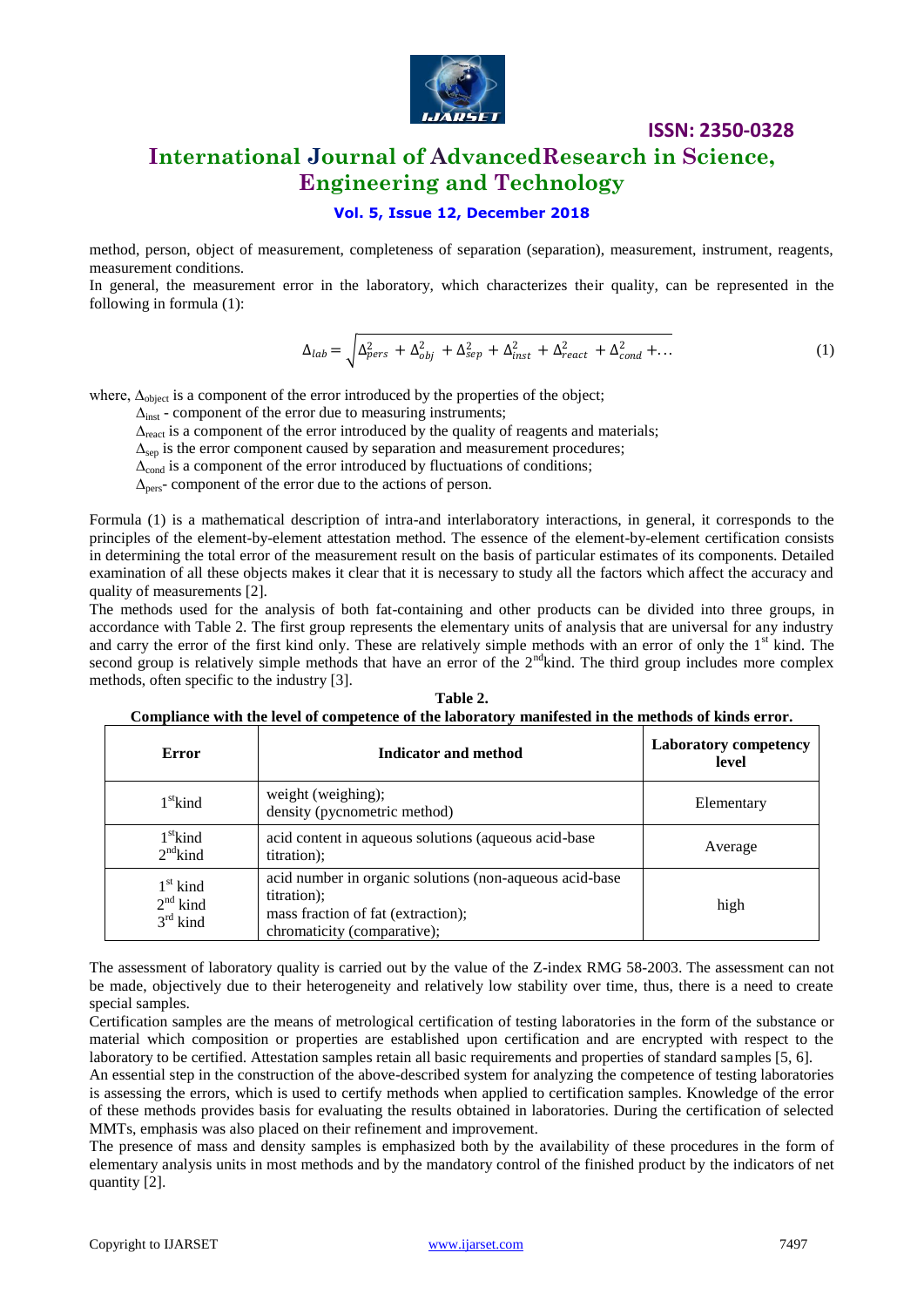method, person, object of measurement, completeness of separation (separation), measurement, instrument, reagents, measurement conditions.

In general, the measurement error in the laboratory, which characterizes their quality, can be represented in the following in formula (1):

$$\Delta_{lab} = \sqrt{\Delta_{pers}^2 + \Delta_{obj}^2 + \Delta_{sep}^2 + \Delta_{inst}^2 + \Delta_{react}^2 + \Delta_{cond}^2 + \ldots} \quad (1)$$

where, $\Delta_{object}$ is a component of the error introduced by the properties of the object;

$\Delta_{inst}$ - component of the error due to measuring instruments;

$\Delta_{react}$ is a component of the error introduced by the quality of reagents and materials;

$\Delta_{sep}$ is the error component caused by separation and measurement procedures;

$\Delta_{cond}$ is a component of the error introduced by fluctuations of conditions;

$\Delta_{pers}$- component of the error due to the actions of person.

Formula (1) is a mathematical description of intra-and interlaboratory interactions, in general, it corresponds to the principles of the element-by-element attestation method. The essence of the element-by-element certification consists in determining the total error of the measurement result on the basis of particular estimates of its components. Detailed examination of all these objects makes it clear that it is necessary to study all the factors which affect the accuracy and quality of measurements [2].

The methods used for the analysis of both fat-containing and other products can be divided into three groups, in accordance with Table 2. The first group represents the elementary units of analysis that are universal for any industry and carry the error of the first kind only. These are relatively simple methods with an error of only the 1st kind. The second group is relatively simple methods that have an error of the 2ndkind. The third group includes more complex methods, often specific to the industry [3].

**Table 2.**
**Compliance with the level of competence of the laboratory manifested in the methods of kinds error.**

| Error | Indicator and method | Laboratory competency level |
|---|---|---|
| 1stkind | weight (weighing);<br>density (pycnometric method) | Elementary |
| 1stkind<br>2ndkind | acid content in aqueous solutions (aqueous acid-base titration); | Average |
| 1st kind<br>2nd kind<br>3rd kind | acid number in organic solutions (non-aqueous acid-base titration);<br>mass fraction of fat (extraction);<br>chromaticity (comparative); | high |

The assessment of laboratory quality is carried out by the value of the Z-index RMG 58-2003. The assessment can not be made, objectively due to their heterogeneity and relatively low stability over time, thus, there is a need to create special samples.

Certification samples are the means of metrological certification of testing laboratories in the form of the substance or material which composition or properties are established upon certification and are encrypted with respect to the laboratory to be certified. Attestation samples retain all basic requirements and properties of standard samples [5, 6].

An essential step in the construction of the above-described system for analyzing the competence of testing laboratories is assessing the errors, which is used to certify methods when applied to certification samples. Knowledge of the error of these methods provides basis for evaluating the results obtained in laboratories. During the certification of selected MMTs, emphasis was also placed on their refinement and improvement.

The presence of mass and density samples is emphasized both by the availability of these procedures in the form of elementary analysis units in most methods and by the mandatory control of the finished product by the indicators of net quantity [2].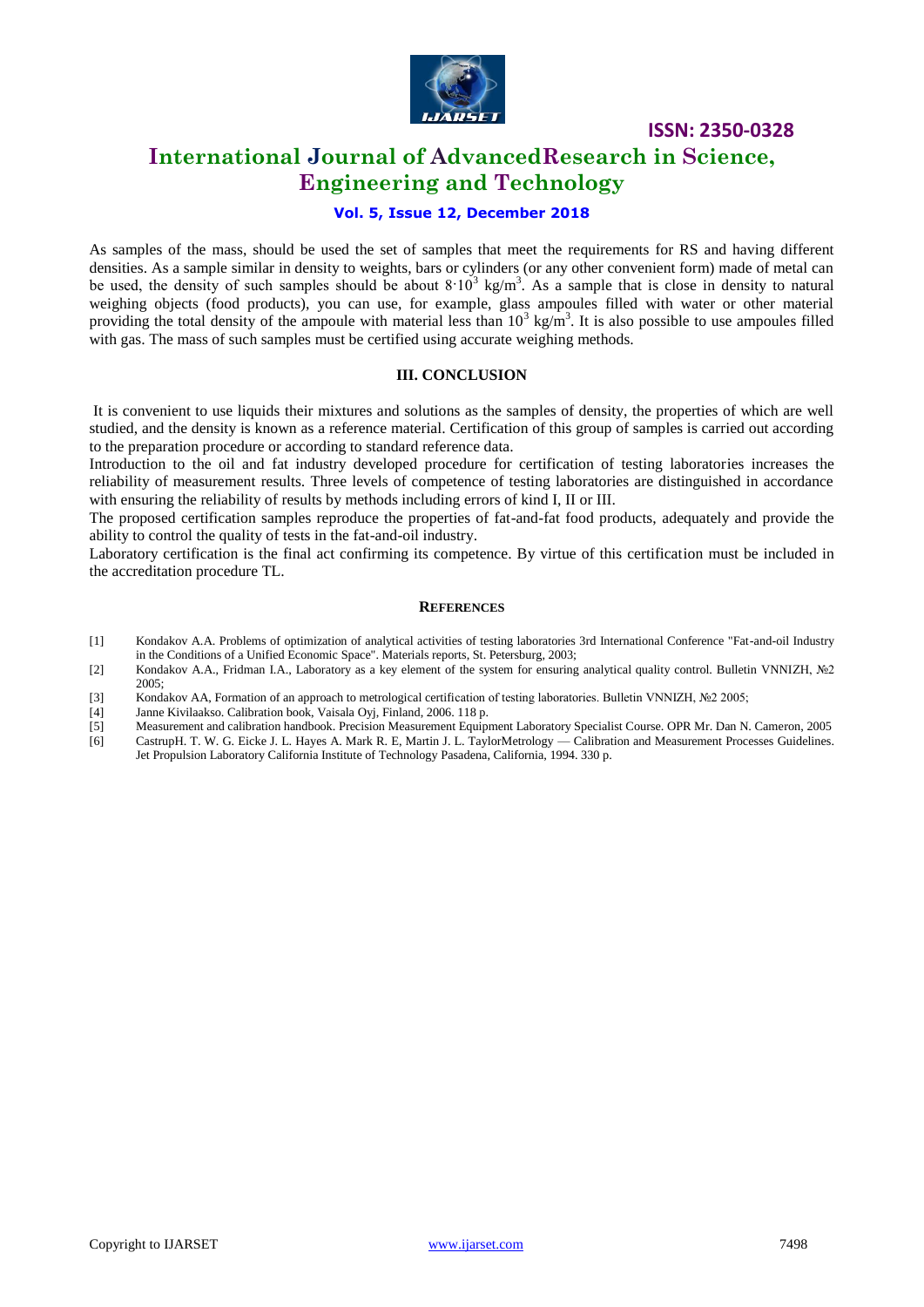As samples of the mass, should be used the set of samples that meet the requirements for RS and having different densities. As a sample similar in density to weights, bars or cylinders (or any other convenient form) made of metal can be used, the density of such samples should be about $8 \cdot 10^3$ kg/m$^3$. As a sample that is close in density to natural weighing objects (food products), you can use, for example, glass ampoules filled with water or other material providing the total density of the ampoule with material less than $10^3$ kg/m$^3$. It is also possible to use ampoules filled with gas. The mass of such samples must be certified using accurate weighing methods.

### III. CONCLUSION

It is convenient to use liquids their mixtures and solutions as the samples of density, the properties of which are well studied, and the density is known as a reference material. Certification of this group of samples is carried out according to the preparation procedure or according to standard reference data.

Introduction to the oil and fat industry developed procedure for certification of testing laboratories increases the reliability of measurement results. Three levels of competence of testing laboratories are distinguished in accordance with ensuring the reliability of results by methods including errors of kind I, II or III.

The proposed certification samples reproduce the properties of fat-and-fat food products, adequately and provide the ability to control the quality of tests in the fat-and-oil industry.

Laboratory certification is the final act confirming its competence. By virtue of this certification must be included in the accreditation procedure TL.

### REFERENCES

[1] Kondakov A.A. Problems of optimization of analytical activities of testing laboratories 3rd International Conference "Fat-and-oil Industry in the Conditions of a Unified Economic Space". Materials reports, St. Petersburg, 2003;

[2] Kondakov A.A., Fridman I.A., Laboratory as a key element of the system for ensuring analytical quality control. Bulletin VNNIZH, №2 2005;

[3] Kondakov AA, Formation of an approach to metrological certification of testing laboratories. Bulletin VNNIZH, №2 2005;

[4] Janne Kivilaakso. Calibration book, Vaisala Oyj, Finland, 2006. 118 p.

[5] Measurement and calibration handbook. Precision Measurement Equipment Laboratory Specialist Course. OPR Mr. Dan N. Cameron, 2005

[6] CastrupH. T. W. G. Eicke J. L. Hayes A. Mark R. E, Martin J. L. TaylorMetrology — Calibration and Measurement Processes Guidelines. Jet Propulsion Laboratory California Institute of Technology Pasadena, California, 1994. 330 p.